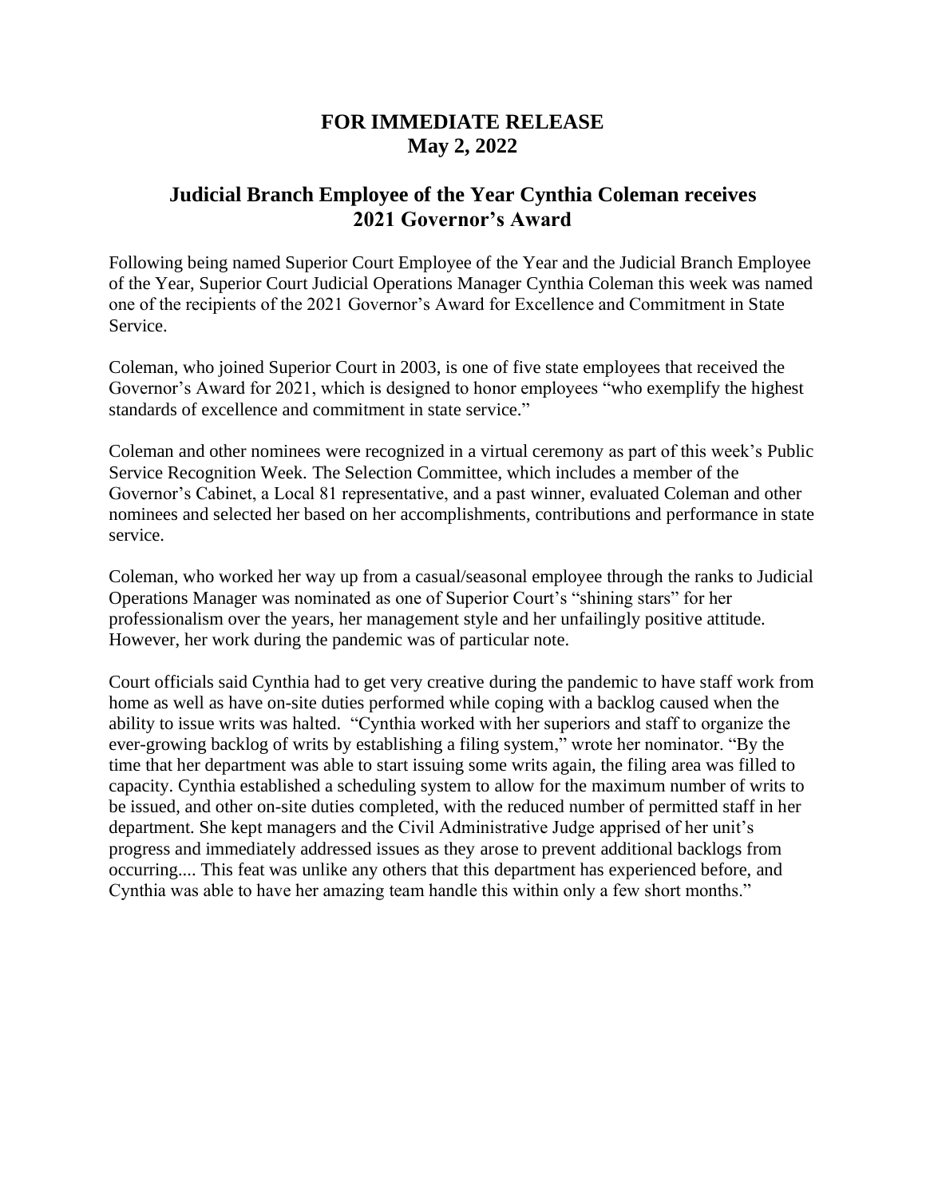**FOR IMMEDIATE RELEASE**
**May 2, 2022**

## Judicial Branch Employee of the Year Cynthia Coleman receives 2021 Governor's Award

Following being named Superior Court Employee of the Year and the Judicial Branch Employee of the Year, Superior Court Judicial Operations Manager Cynthia Coleman this week was named one of the recipients of the 2021 Governor's Award for Excellence and Commitment in State Service.

Coleman, who joined Superior Court in 2003, is one of five state employees that received the Governor's Award for 2021, which is designed to honor employees "who exemplify the highest standards of excellence and commitment in state service."

Coleman and other nominees were recognized in a virtual ceremony as part of this week's Public Service Recognition Week. The Selection Committee, which includes a member of the Governor's Cabinet, a Local 81 representative, and a past winner, evaluated Coleman and other nominees and selected her based on her accomplishments, contributions and performance in state service.

Coleman, who worked her way up from a casual/seasonal employee through the ranks to Judicial Operations Manager was nominated as one of Superior Court's "shining stars" for her professionalism over the years, her management style and her unfailingly positive attitude. However, her work during the pandemic was of particular note.

Court officials said Cynthia had to get very creative during the pandemic to have staff work from home as well as have on-site duties performed while coping with a backlog caused when the ability to issue writs was halted. "Cynthia worked with her superiors and staff to organize the ever-growing backlog of writs by establishing a filing system," wrote her nominator. "By the time that her department was able to start issuing some writs again, the filing area was filled to capacity. Cynthia established a scheduling system to allow for the maximum number of writs to be issued, and other on-site duties completed, with the reduced number of permitted staff in her department. She kept managers and the Civil Administrative Judge apprised of her unit's progress and immediately addressed issues as they arose to prevent additional backlogs from occurring.... This feat was unlike any others that this department has experienced before, and Cynthia was able to have her amazing team handle this within only a few short months."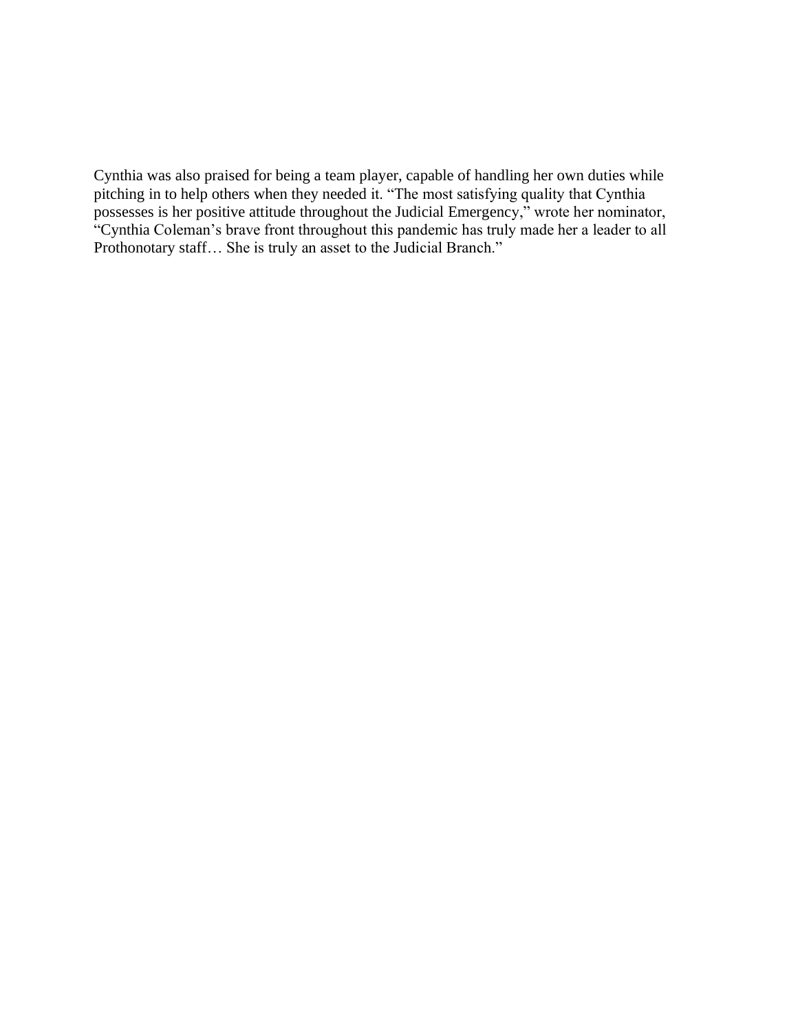Cynthia was also praised for being a team player, capable of handling her own duties while pitching in to help others when they needed it. “The most satisfying quality that Cynthia possesses is her positive attitude throughout the Judicial Emergency,” wrote her nominator, “Cynthia Coleman’s brave front throughout this pandemic has truly made her a leader to all Prothonotary staff… She is truly an asset to the Judicial Branch.”